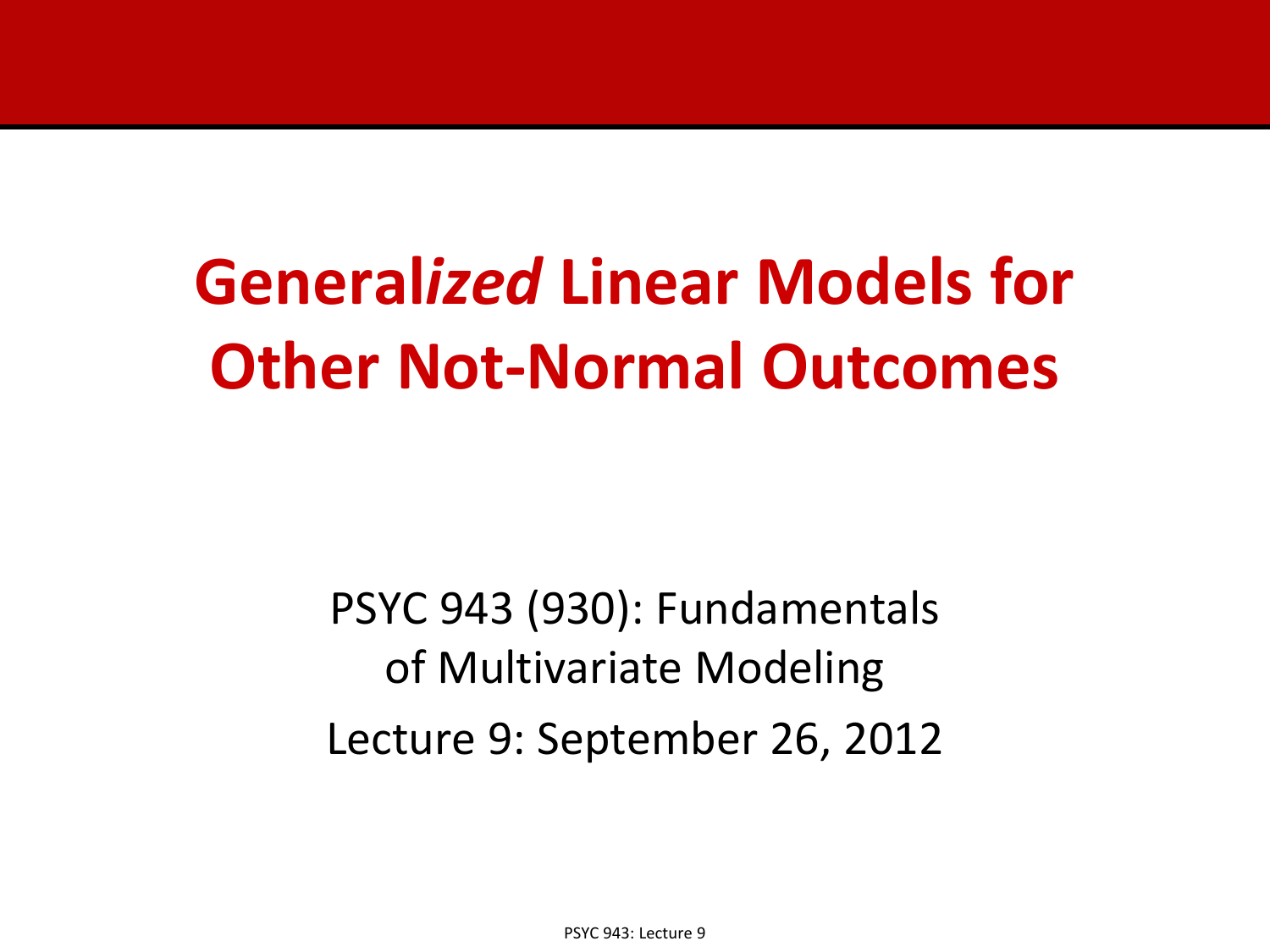# General*ized* Linear Models for Other Not-Normal Outcomes

PSYC 943 (930): Fundamentals of Multivariate Modeling

Lecture 9: September 26, 2012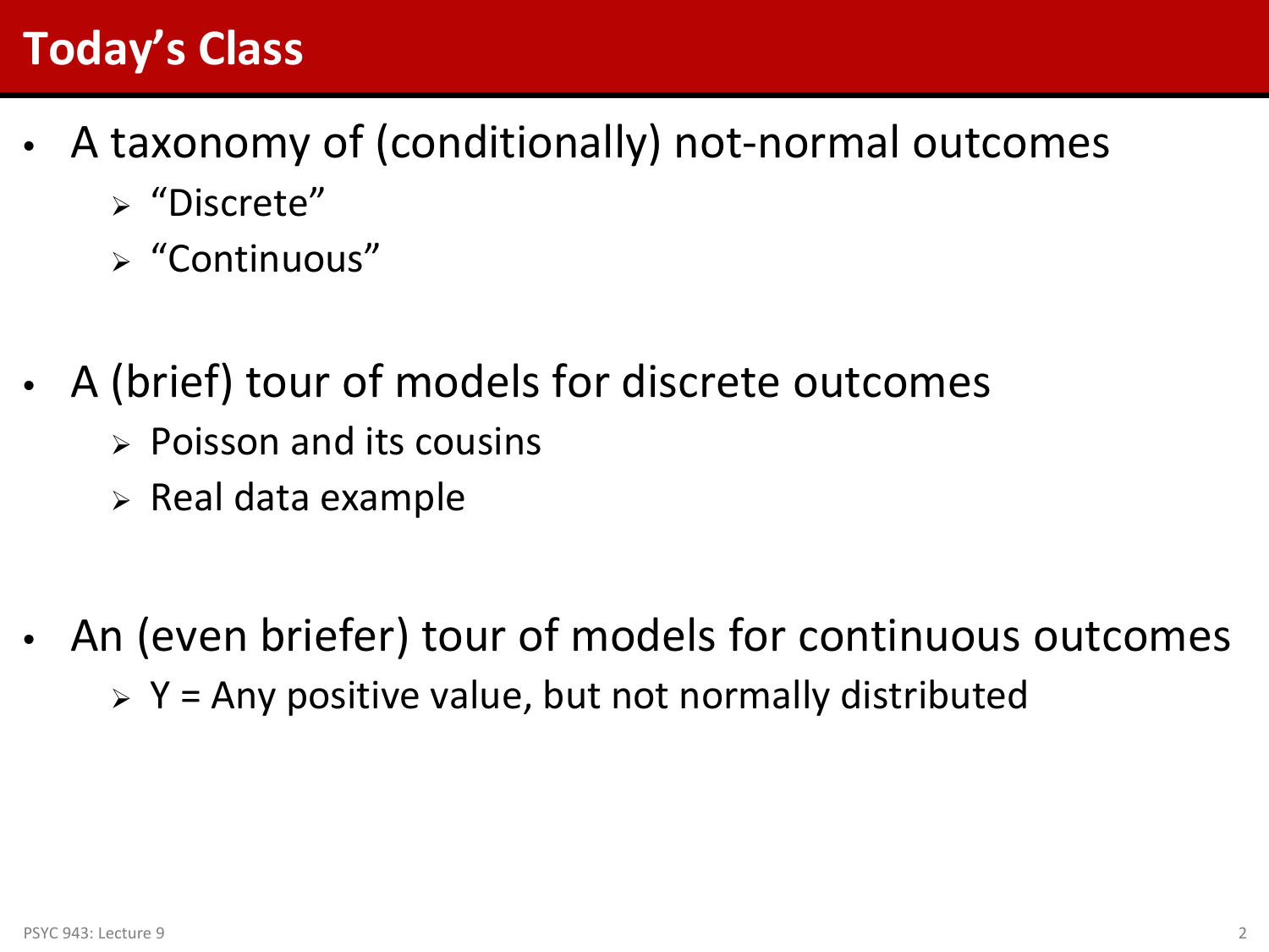# Today's Class

- A taxonomy of (conditionally) not-normal outcomes
  - "Discrete"
  - "Continuous"
- A (brief) tour of models for discrete outcomes
  - Poisson and its cousins
  - Real data example
- An (even briefer) tour of models for continuous outcomes
  - Y = Any positive value, but not normally distributed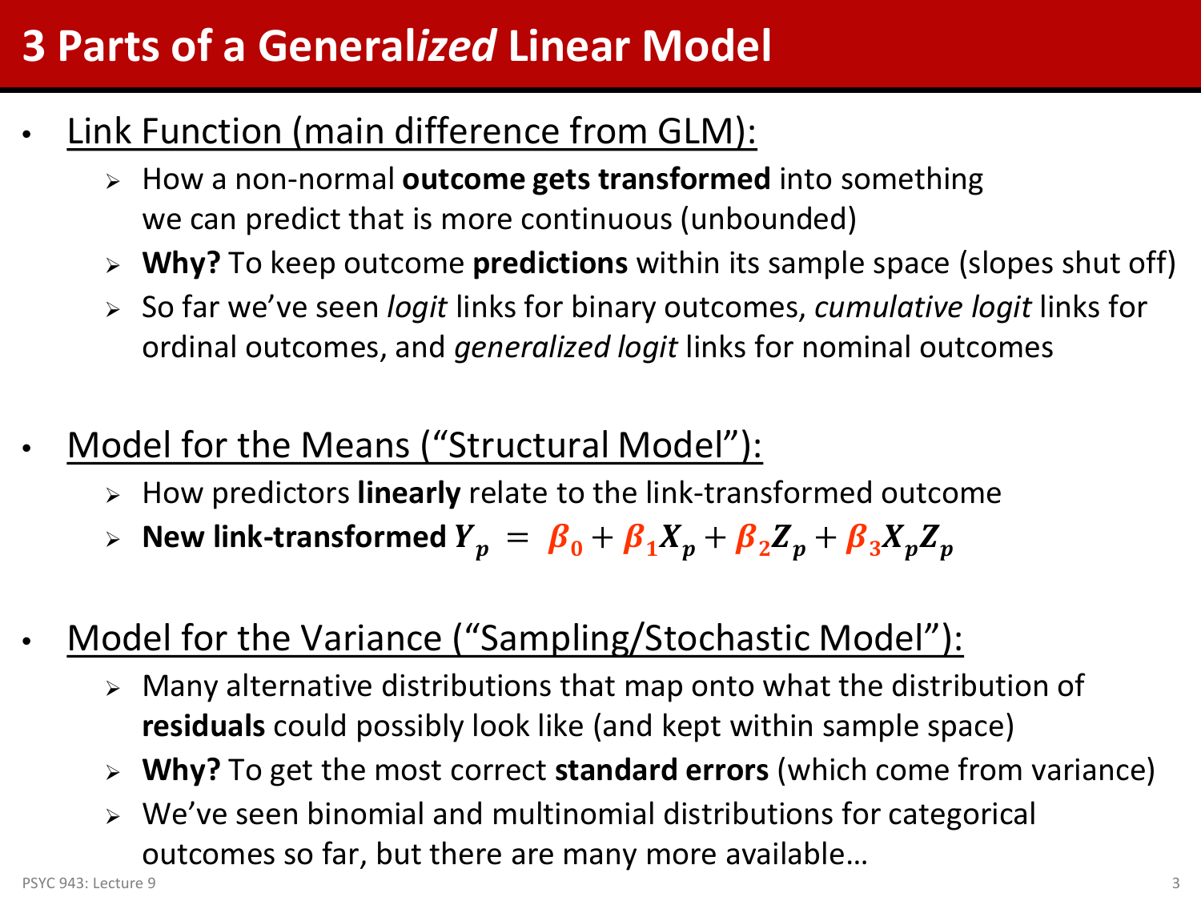# 3 Parts of a Genera*lized* Linear Model

- <u>Link Function (main difference from GLM):</u>
  - How a non-normal **outcome gets transformed** into something we can predict that is more continuous (unbounded)
  - **Why?** To keep outcome **predictions** within its sample space (slopes shut off)
  - So far we've seen *logit* links for binary outcomes, *cumulative logit* links for ordinal outcomes, and *generalized logit* links for nominal outcomes

- <u>Model for the Means ("Structural Model"):</u>
  - How predictors **linearly** relate to the link-transformed outcome
  - **New link-transformed** $Y_p = \beta_0 + \beta_1 X_p + \beta_2 Z_p + \beta_3 X_p Z_p$

- <u>Model for the Variance ("Sampling/Stochastic Model"):</u>
  - Many alternative distributions that map onto what the distribution of **residuals** could possibly look like (and kept within sample space)
  - **Why?** To get the most correct **standard errors** (which come from variance)
  - We've seen binomial and multinomial distributions for categorical outcomes so far, but there are many more available…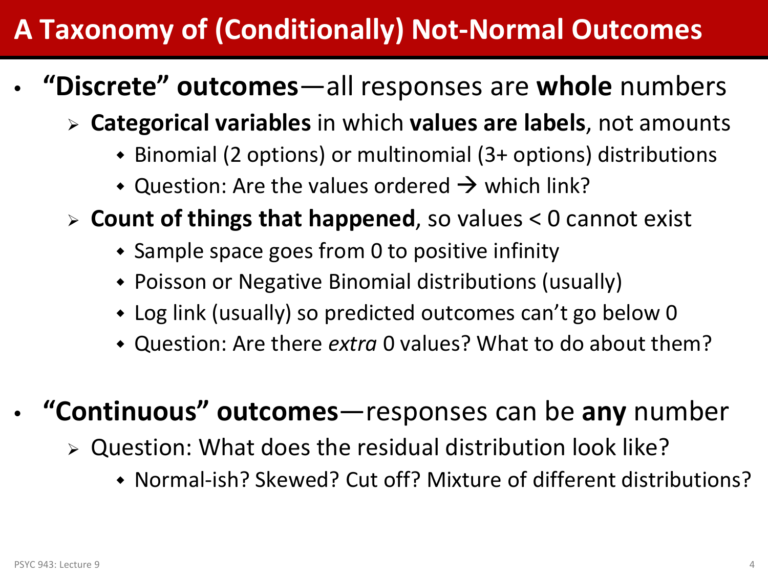# A Taxonomy of (Conditionally) Not-Normal Outcomes

- **"Discrete" outcomes**—all responses are **whole** numbers
  - **Categorical variables** in which **values are labels**, not amounts
    - Binomial (2 options) or multinomial (3+ options) distributions
    - Question: Are the values ordered → which link?
  - **Count of things that happened**, so values < 0 cannot exist
    - Sample space goes from 0 to positive infinity
    - Poisson or Negative Binomial distributions (usually)
    - Log link (usually) so predicted outcomes can't go below 0
    - Question: Are there *extra* 0 values? What to do about them?

- **"Continuous" outcomes**—responses can be **any** number
  - Question: What does the residual distribution look like?
    - Normal-ish? Skewed? Cut off? Mixture of different distributions?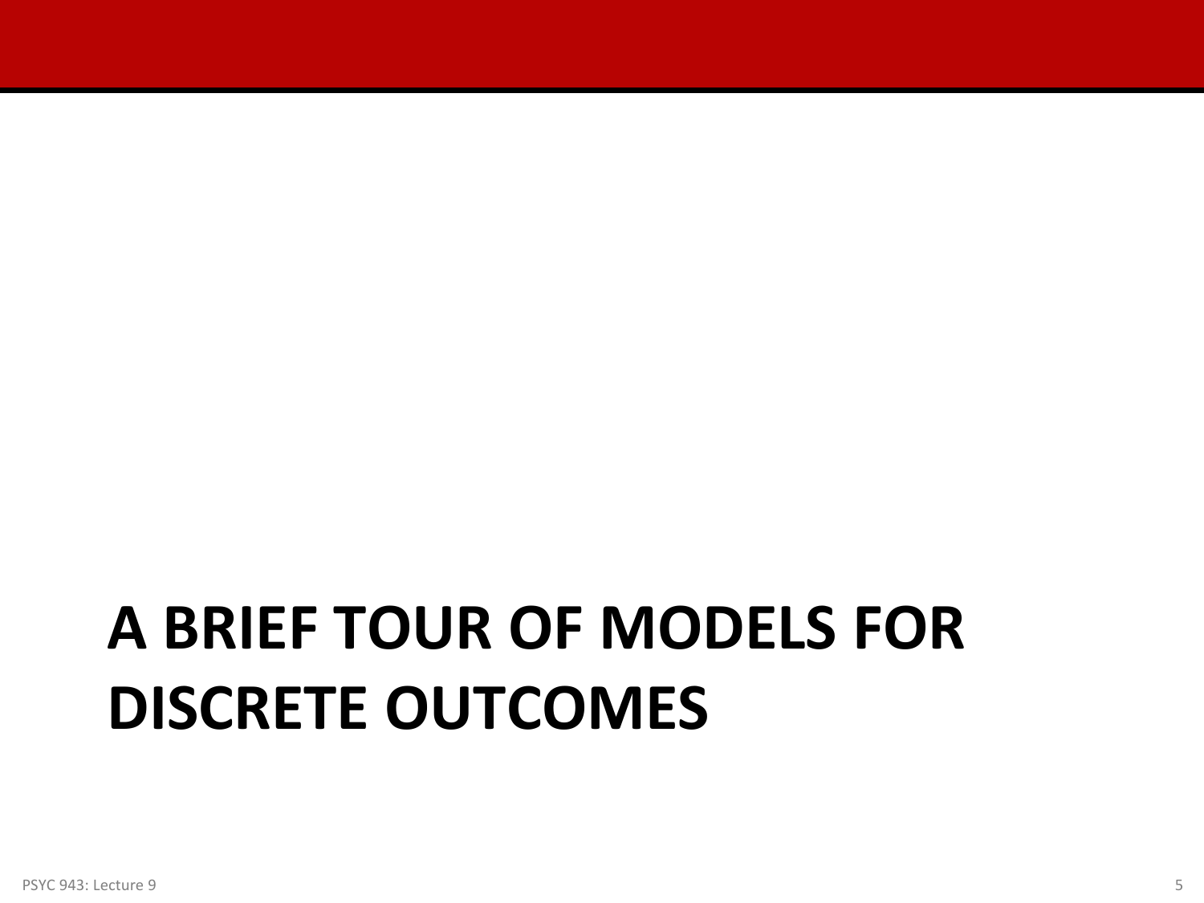# A BRIEF TOUR OF MODELS FOR DISCRETE OUTCOMES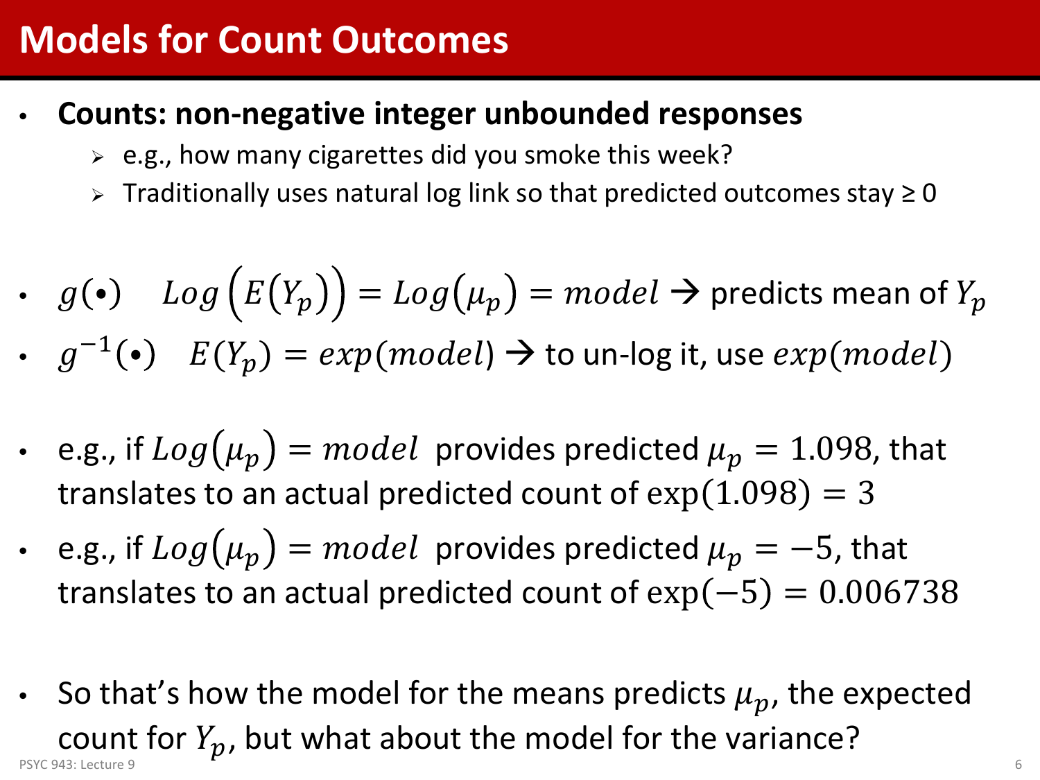# Models for Count Outcomes

- **Counts: non-negative integer unbounded responses**
  - e.g., how many cigarettes did you smoke this week?
  - Traditionally uses natural log link so that predicted outcomes stay ≥ 0

- $g(\bullet)$ $\quad Log\left(E(Y_p)\right) = Log(\mu_p) = model$ → predicts mean of $Y_p$
- $g^{-1}(\bullet)$ $\quad E(Y_p) = exp(model)$ → to un-log it, use $exp(model)$

- e.g., if $Log(\mu_p) = model$ provides predicted $\mu_p = 1.098$, that translates to an actual predicted count of $\exp(1.098) = 3$
- e.g., if $Log(\mu_p) = model$ provides predicted $\mu_p = -5$, that translates to an actual predicted count of $\exp(-5) = 0.006738$

- So that's how the model for the means predicts $\mu_p$, the expected count for $Y_p$, but what about the model for the variance?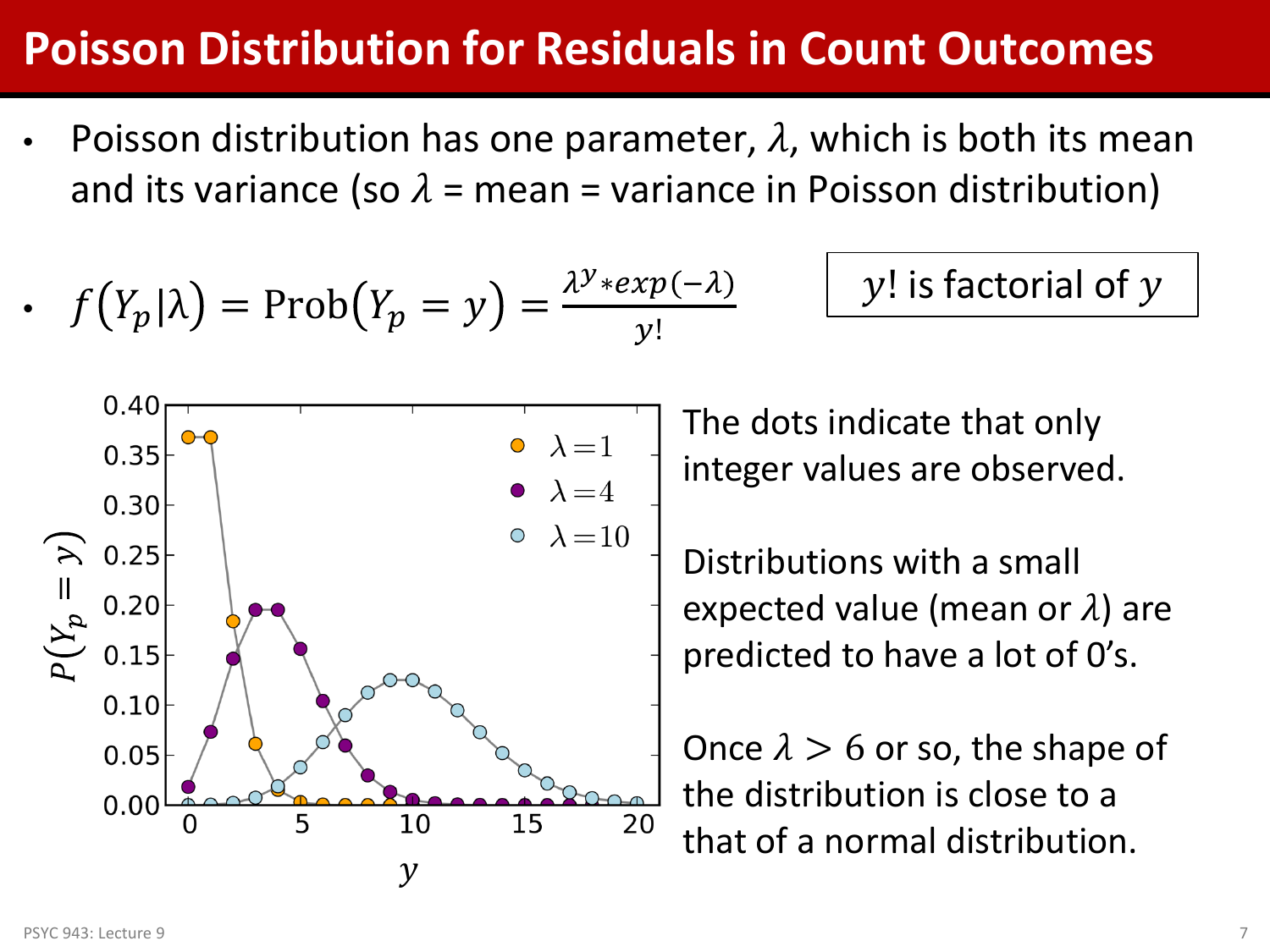# Poisson Distribution for Residuals in Count Outcomes

- Poisson distribution has one parameter, $\lambda$, which is both its mean and its variance (so $\lambda$ = mean = variance in Poisson distribution)
- $f\left(Y_p|\lambda\right) = \text{Prob}\left(Y_p = y\right) = \frac{\lambda^y * exp(-\lambda)}{y!}$

$y$! is factorial of $y$

The dots indicate that only integer values are observed.

Distributions with a small expected value (mean or $\lambda$) are predicted to have a lot of 0's.

Once $\lambda > 6$ or so, the shape of the distribution is close to a that of a normal distribution.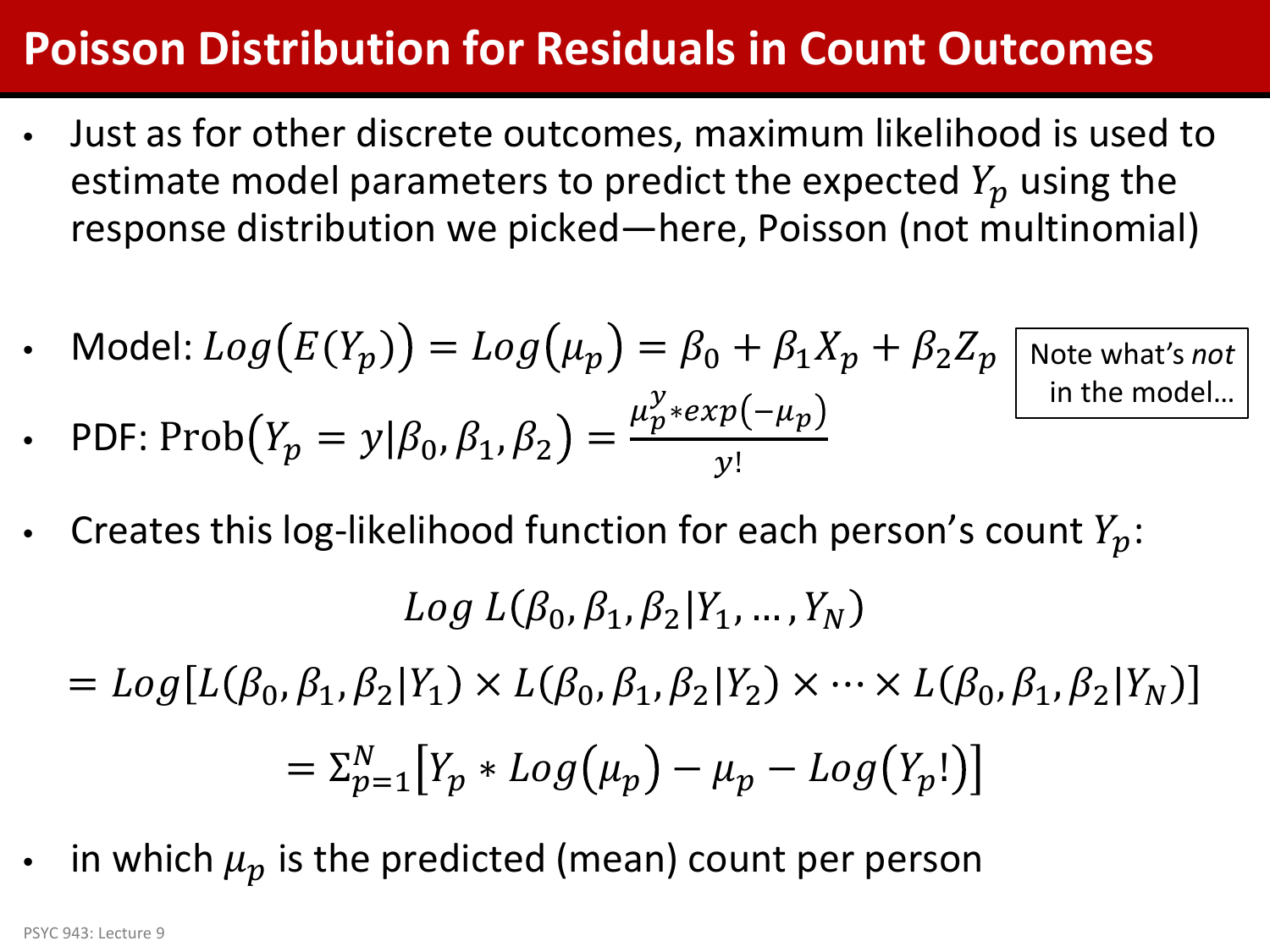# Poisson Distribution for Residuals in Count Outcomes

- Just as for other discrete outcomes, maximum likelihood is used to estimate model parameters to predict the expected $Y_p$ using the response distribution we picked—here, Poisson (not multinomial)

- Model: $Log\left(E(Y_p)\right) = Log\left(\mu_p\right) = \beta_0 + \beta_1 X_p + \beta_2 Z_p$
- PDF: $\text{Prob}\left(Y_p = y | \beta_0, \beta_1, \beta_2\right) = \frac{\mu_p^y * exp(-\mu_p)}{y!}$

Note what's *not* in the model…

- Creates this log-likelihood function for each person's count $Y_p$:

$$Log\ L(\beta_0, \beta_1, \beta_2 | Y_1, \ldots, Y_N)$$

$$= Log[L(\beta_0, \beta_1, \beta_2 | Y_1) \times L(\beta_0, \beta_1, \beta_2 | Y_2) \times \cdots \times L(\beta_0, \beta_1, \beta_2 | Y_N)]$$

$$= \Sigma_{p=1}^{N}\left[Y_p * Log\left(\mu_p\right) - \mu_p - Log\left(Y_p!\right)\right]$$

- in which $\mu_p$ is the predicted (mean) count per person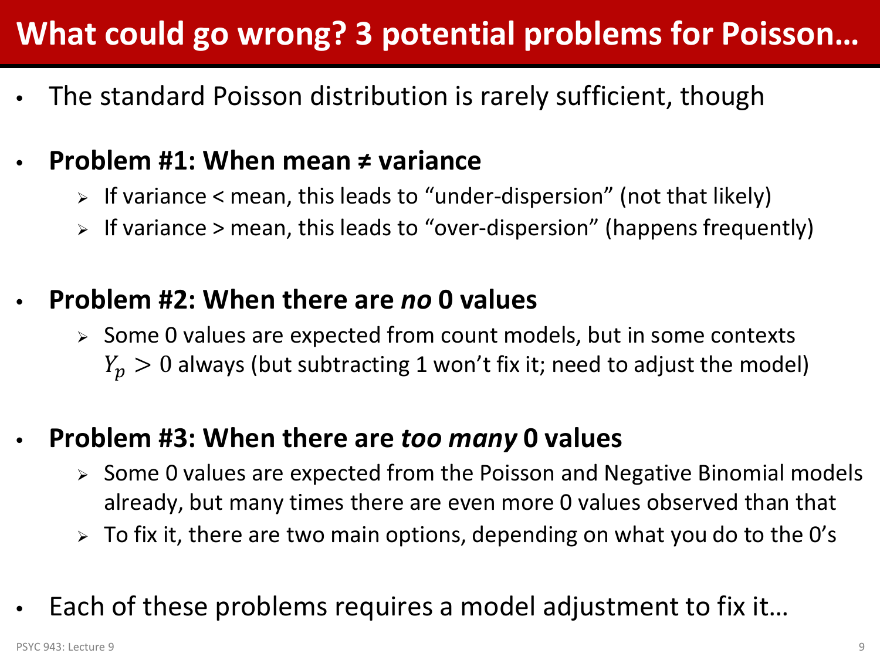# What could go wrong? 3 potential problems for Poisson…

- The standard Poisson distribution is rarely sufficient, though

- **Problem #1: When mean ≠ variance**
  - If variance < mean, this leads to "under-dispersion" (not that likely)
  - If variance > mean, this leads to "over-dispersion" (happens frequently)

- **Problem #2: When there are *no* 0 values**
  - Some 0 values are expected from count models, but in some contexts $Y_p > 0$ always (but subtracting 1 won't fix it; need to adjust the model)

- **Problem #3: When there are *too many* 0 values**
  - Some 0 values are expected from the Poisson and Negative Binomial models already, but many times there are even more 0 values observed than that
  - To fix it, there are two main options, depending on what you do to the 0's

- Each of these problems requires a model adjustment to fix it…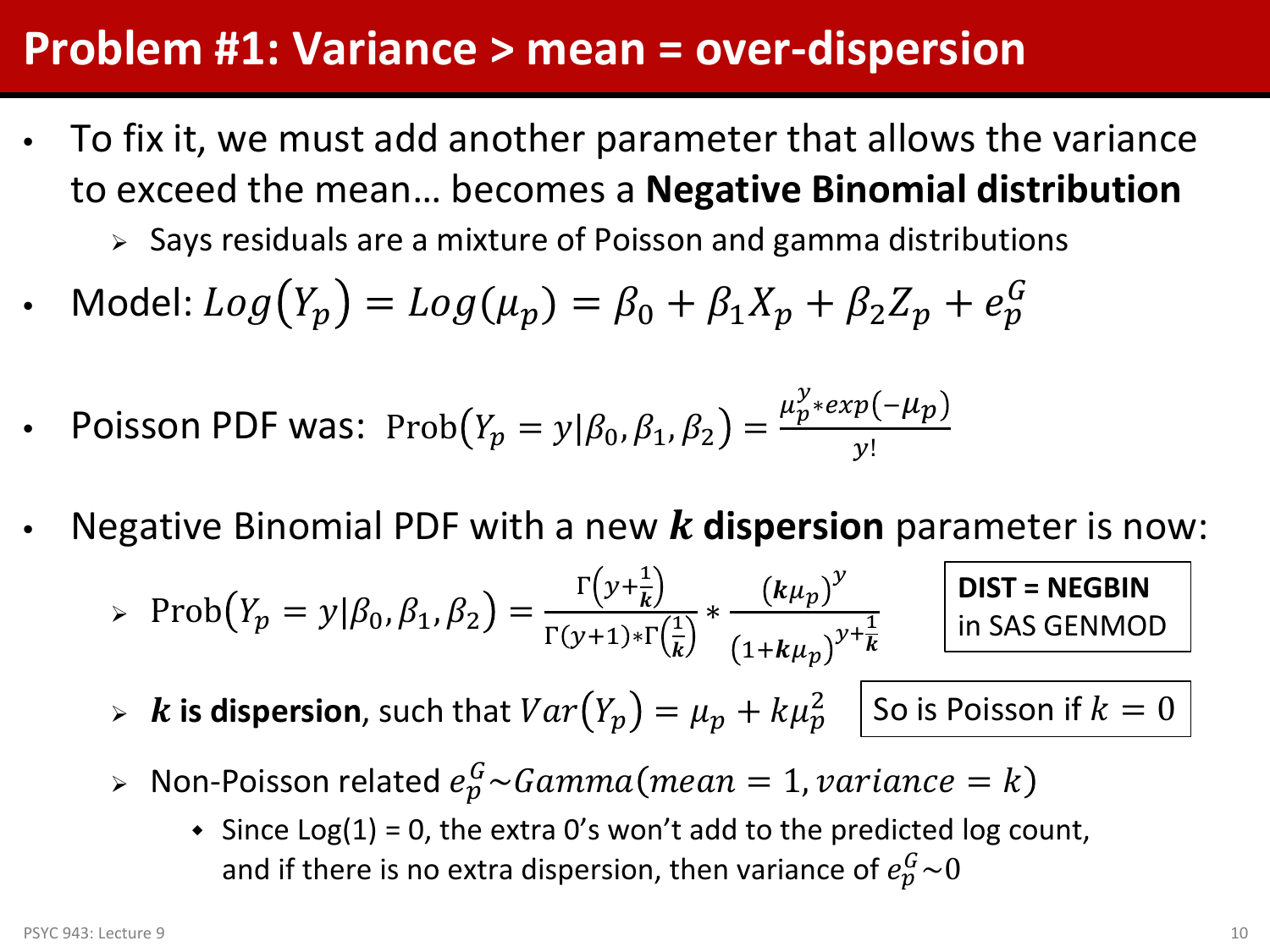# Problem #1: Variance > mean = over-dispersion

- To fix it, we must add another parameter that allows the variance to exceed the mean… becomes a **Negative Binomial distribution**
  - Says residuals are a mixture of Poisson and gamma distributions
- Model: $Log(Y_p) = Log(\mu_p) = \beta_0 + \beta_1 X_p + \beta_2 Z_p + e_p^G$
- Poisson PDF was: $\text{Prob}(Y_p = y|\beta_0, \beta_1, \beta_2) = \frac{\mu_p^y * exp(-\mu_p)}{y!}$
- Negative Binomial PDF with a new $\boldsymbol{k}$ **dispersion** parameter is now:
  - $\text{Prob}(Y_p = y|\beta_0, \beta_1, \beta_2) = \frac{\Gamma\left(y+\frac{1}{\boldsymbol{k}}\right)}{\Gamma(y+1) * \Gamma\left(\frac{1}{\boldsymbol{k}}\right)} * \frac{(\boldsymbol{k}\mu_p)^y}{(1+\boldsymbol{k}\mu_p)^{y+\frac{1}{\boldsymbol{k}}}}$

    **DIST = NEGBIN** in SAS GENMOD
  - $\boldsymbol{k}$ **is dispersion**, such that $Var(Y_p) = \mu_p + k\mu_p^2$

    So is Poisson if $k = 0$
  - Non-Poisson related $e_p^G \sim Gamma(mean = 1, variance = k)$
    - Since Log(1) = 0, the extra 0's won't add to the predicted log count, and if there is no extra dispersion, then variance of $e_p^G \sim 0$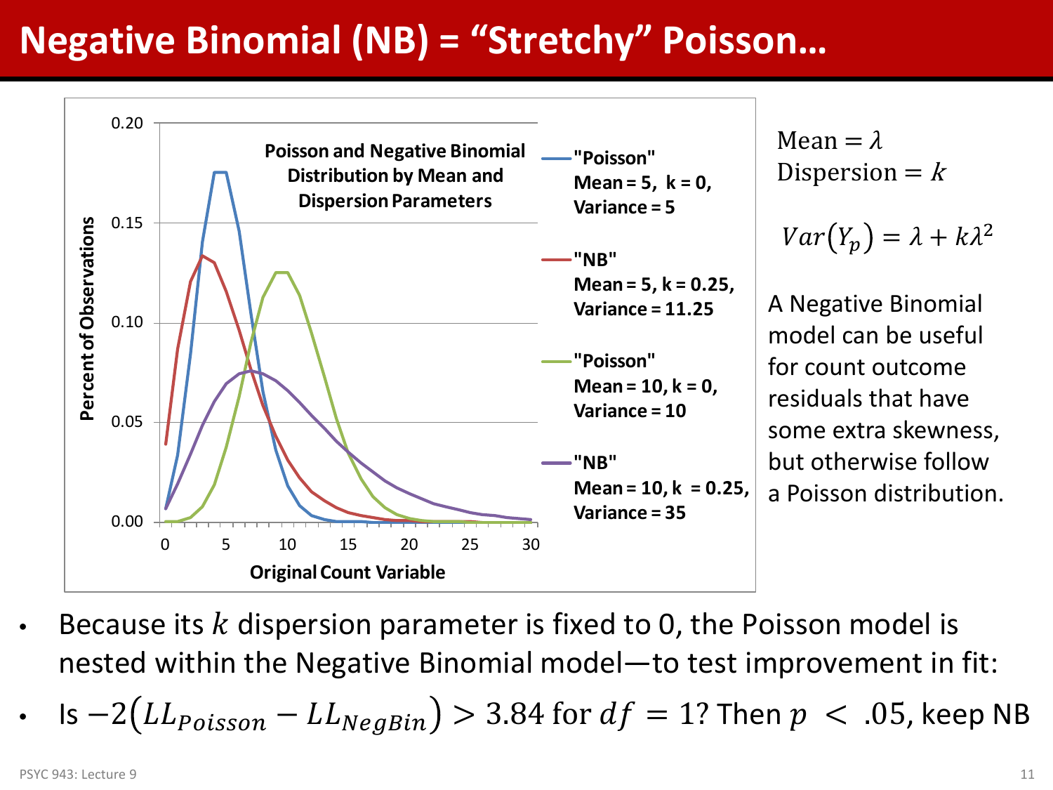# Negative Binomial (NB) = "Stretchy" Poisson…

Poisson and Negative Binomial Distribution by Mean and Dispersion Parameters

- "Poisson" Mean = 5, k = 0, Variance = 5
- "NB" Mean = 5, k = 0.25, Variance = 11.25
- "Poisson" Mean = 10, k = 0, Variance = 10
- "NB" Mean = 10, k = 0.25, Variance = 35

Mean $= \lambda$
Dispersion $= k$

$$Var(Y_p) = \lambda + k\lambda^2$$

A Negative Binomial model can be useful for count outcome residuals that have some extra skewness, but otherwise follow a Poisson distribution.

- Because its $k$ dispersion parameter is fixed to 0, the Poisson model is nested within the Negative Binomial model—to test improvement in fit:
- Is $-2(LL_{Poisson} - LL_{NegBin}) > 3.84$ for $df = 1$? Then $p < .05$, keep NB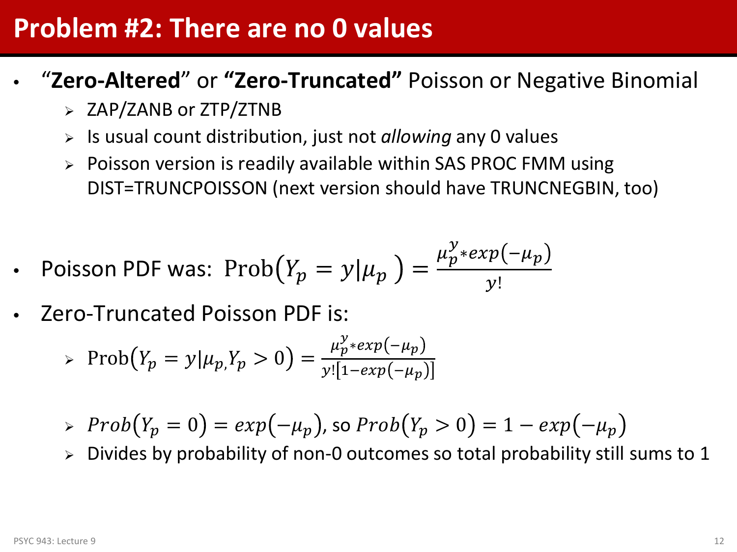# Problem #2: There are no 0 values

- "**Zero-Altered**" or **"Zero-Truncated"** Poisson or Negative Binomial
  - ZAP/ZANB or ZTP/ZTNB
  - Is usual count distribution, just not *allowing* any 0 values
  - Poisson version is readily available within SAS PROC FMM using DIST=TRUNCPOISSON (next version should have TRUNCNEGBIN, too)

- Poisson PDF was: $\text{Prob}\left(Y_p = y | \mu_p\right) = \frac{\mu_p^y * exp(-\mu_p)}{y!}$
- Zero-Truncated Poisson PDF is:
  - $\text{Prob}\left(Y_p = y | \mu_{p,} Y_p > 0\right) = \frac{\mu_p^y * exp(-\mu_p)}{y!\left[1 - exp(-\mu_p)\right]}$
  - $Prob\left(Y_p = 0\right) = exp\left(-\mu_p\right)$, so $Prob\left(Y_p > 0\right) = 1 - exp\left(-\mu_p\right)$
  - Divides by probability of non-0 outcomes so total probability still sums to 1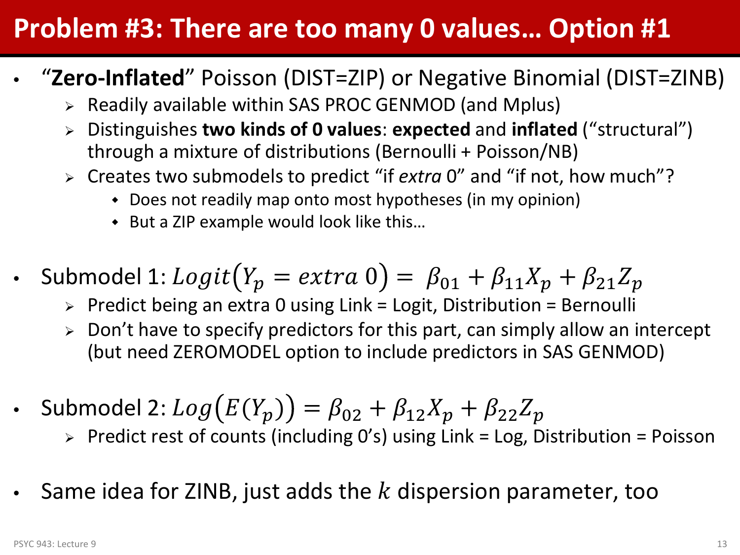# Problem #3: There are too many 0 values… Option #1

- "**Zero-Inflated**" Poisson (DIST=ZIP) or Negative Binomial (DIST=ZINB)
  - Readily available within SAS PROC GENMOD (and Mplus)
  - Distinguishes **two kinds of 0 values**: **expected** and **inflated** ("structural") through a mixture of distributions (Bernoulli + Poisson/NB)
  - Creates two submodels to predict "if *extra* 0" and "if not, how much"?
    - Does not readily map onto most hypotheses (in my opinion)
    - But a ZIP example would look like this…

- Submodel 1: $Logit(Y_p = extra\ 0) = \beta_{01} + \beta_{11}X_p + \beta_{21}Z_p$
  - Predict being an extra 0 using Link = Logit, Distribution = Bernoulli
  - Don't have to specify predictors for this part, can simply allow an intercept (but need ZEROMODEL option to include predictors in SAS GENMOD)

- Submodel 2: $Log\big(E(Y_p)\big) = \beta_{02} + \beta_{12}X_p + \beta_{22}Z_p$
  - Predict rest of counts (including 0's) using Link = Log, Distribution = Poisson

- Same idea for ZINB, just adds the $k$ dispersion parameter, too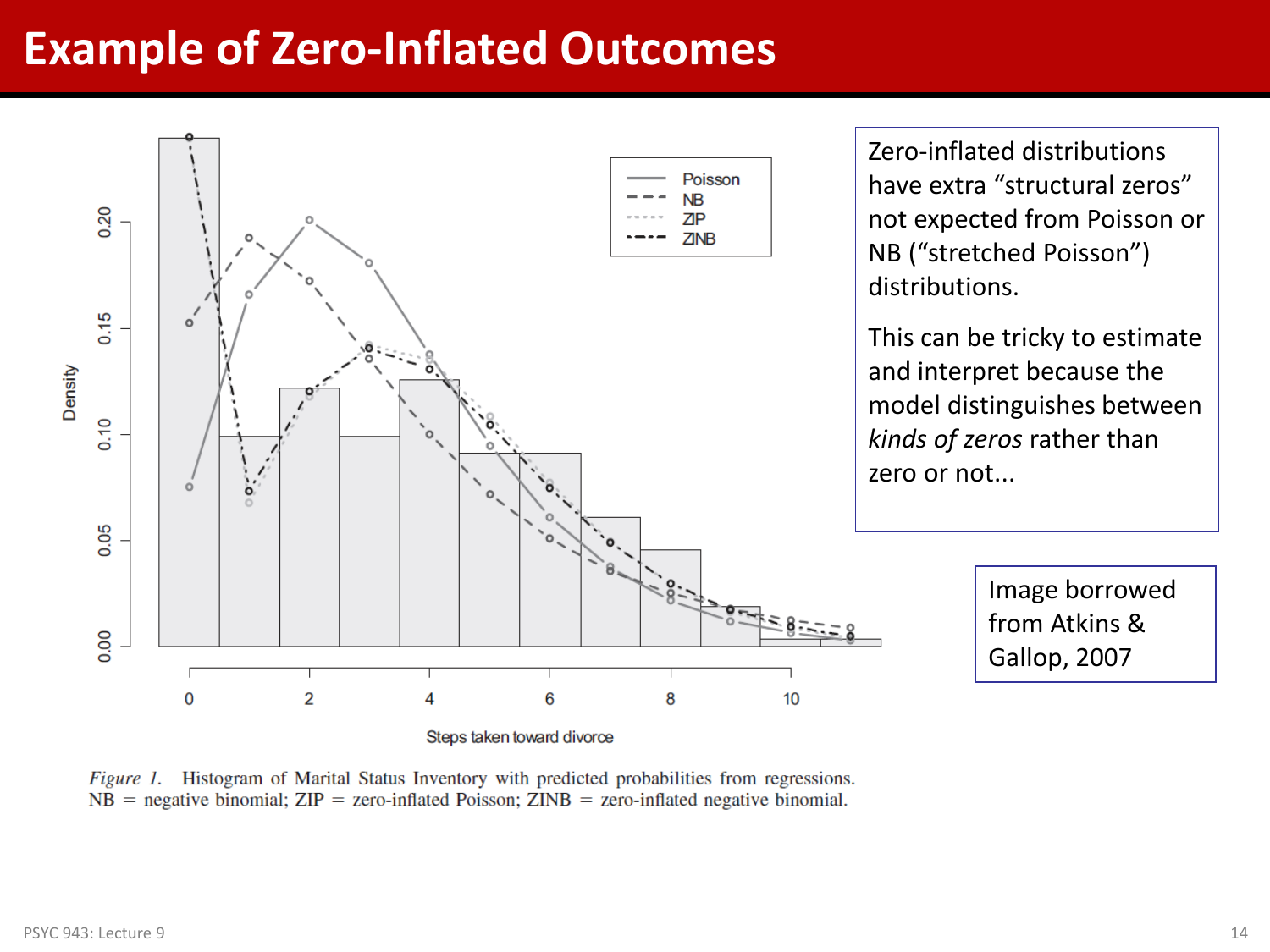# Example of Zero-Inflated Outcomes

*Figure 1.* Histogram of Marital Status Inventory with predicted probabilities from regressions. NB = negative binomial; ZIP = zero-inflated Poisson; ZINB = zero-inflated negative binomial.

Zero-inflated distributions have extra "structural zeros" not expected from Poisson or NB ("stretched Poisson") distributions.

This can be tricky to estimate and interpret because the model distinguishes between *kinds of zeros* rather than zero or not...

Image borrowed from Atkins & Gallop, 2007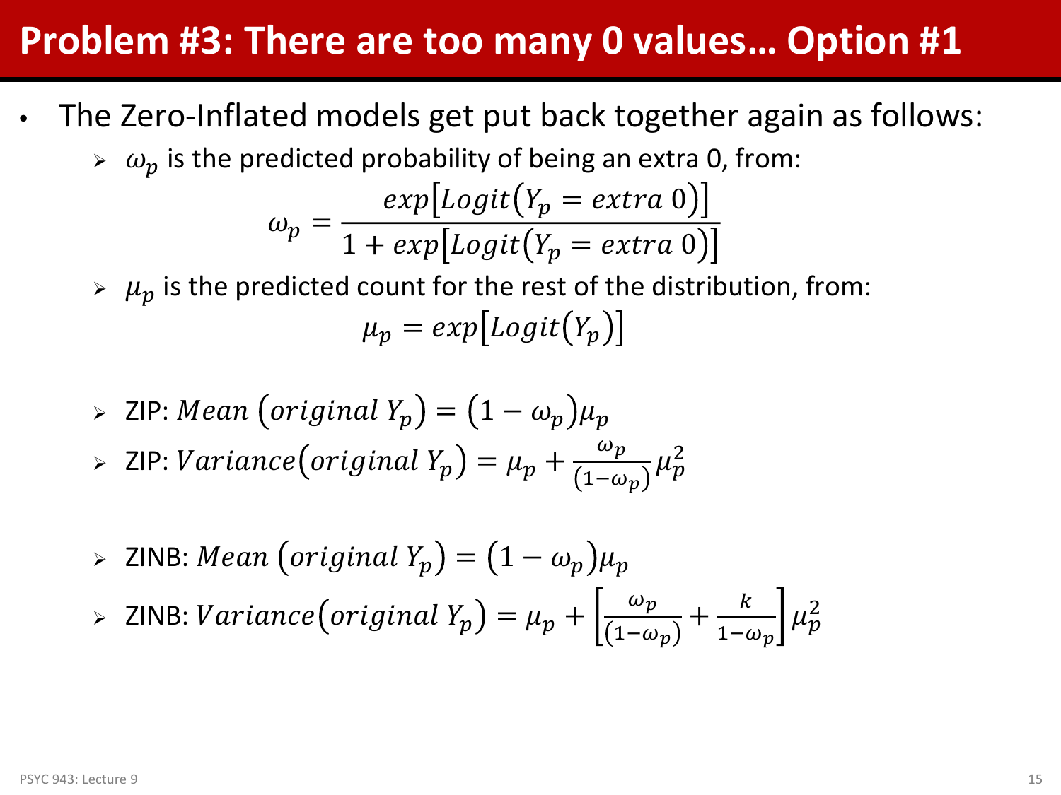# Problem #3: There are too many 0 values… Option #1

- The Zero-Inflated models get put back together again as follows:
  - $\omega_p$ is the predicted probability of being an extra 0, from:

$$\omega_p = \frac{exp\left[Logit\left(Y_p = extra\ 0\right)\right]}{1 + exp\left[Logit\left(Y_p = extra\ 0\right)\right]}$$

  - $\mu_p$ is the predicted count for the rest of the distribution, from:

$$\mu_p = exp\left[Logit\left(Y_p\right)\right]$$

  - ZIP: $Mean\ \left(original\ Y_p\right) = \left(1 - \omega_p\right)\mu_p$
  - ZIP: $Variance\left(original\ Y_p\right) = \mu_p + \frac{\omega_p}{(1-\omega_p)}\mu_p^2$

  - ZINB: $Mean\ \left(original\ Y_p\right) = \left(1 - \omega_p\right)\mu_p$
  - ZINB: $Variance\left(original\ Y_p\right) = \mu_p + \left[\frac{\omega_p}{(1-\omega_p)} + \frac{k}{1-\omega_p}\right]\mu_p^2$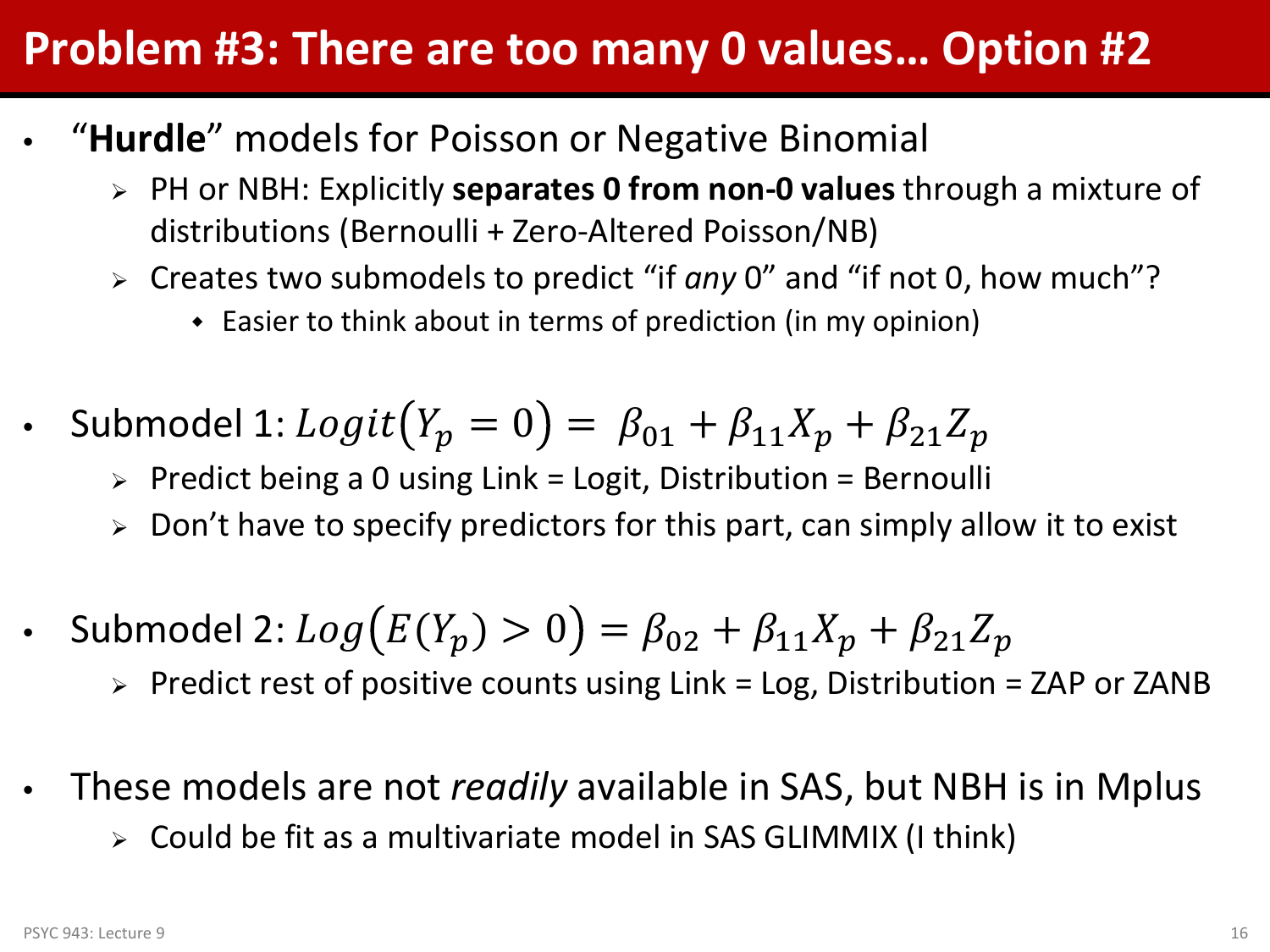# Problem #3: There are too many 0 values… Option #2

- "**Hurdle**" models for Poisson or Negative Binomial
  - PH or NBH: Explicitly **separates 0 from non-0 values** through a mixture of distributions (Bernoulli + Zero-Altered Poisson/NB)
  - Creates two submodels to predict "if *any* 0" and "if not 0, how much"?
    - Easier to think about in terms of prediction (in my opinion)

- Submodel 1: $Logit\left(Y_p = 0\right) = \beta_{01} + \beta_{11}X_p + \beta_{21}Z_p$
  - Predict being a 0 using Link = Logit, Distribution = Bernoulli
  - Don't have to specify predictors for this part, can simply allow it to exist

- Submodel 2: $Log\left(E(Y_p) > 0\right) = \beta_{02} + \beta_{11}X_p + \beta_{21}Z_p$
  - Predict rest of positive counts using Link = Log, Distribution = ZAP or ZANB

- These models are not *readily* available in SAS, but NBH is in Mplus
  - Could be fit as a multivariate model in SAS GLIMMIX (I think)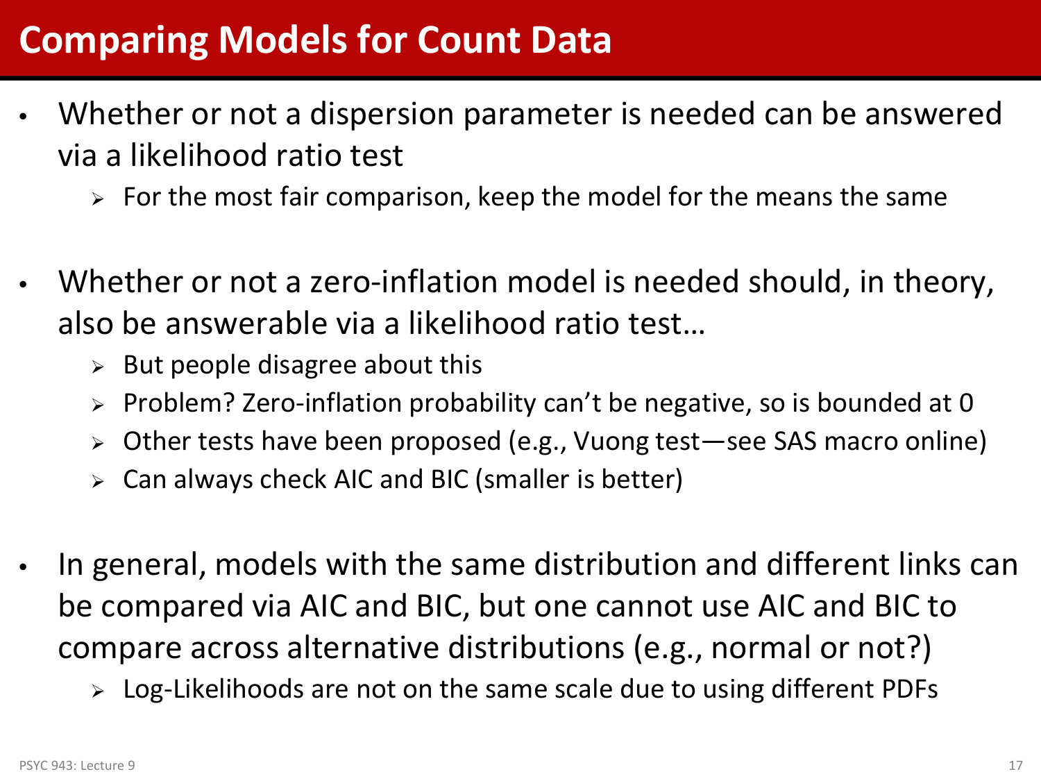# Comparing Models for Count Data

- Whether or not a dispersion parameter is needed can be answered via a likelihood ratio test
  - For the most fair comparison, keep the model for the means the same
- Whether or not a zero-inflation model is needed should, in theory, also be answerable via a likelihood ratio test…
  - But people disagree about this
  - Problem? Zero-inflation probability can't be negative, so is bounded at 0
  - Other tests have been proposed (e.g., Vuong test—see SAS macro online)
  - Can always check AIC and BIC (smaller is better)
- In general, models with the same distribution and different links can be compared via AIC and BIC, but one cannot use AIC and BIC to compare across alternative distributions (e.g., normal or not?)
  - Log-Likelihoods are not on the same scale due to using different PDFs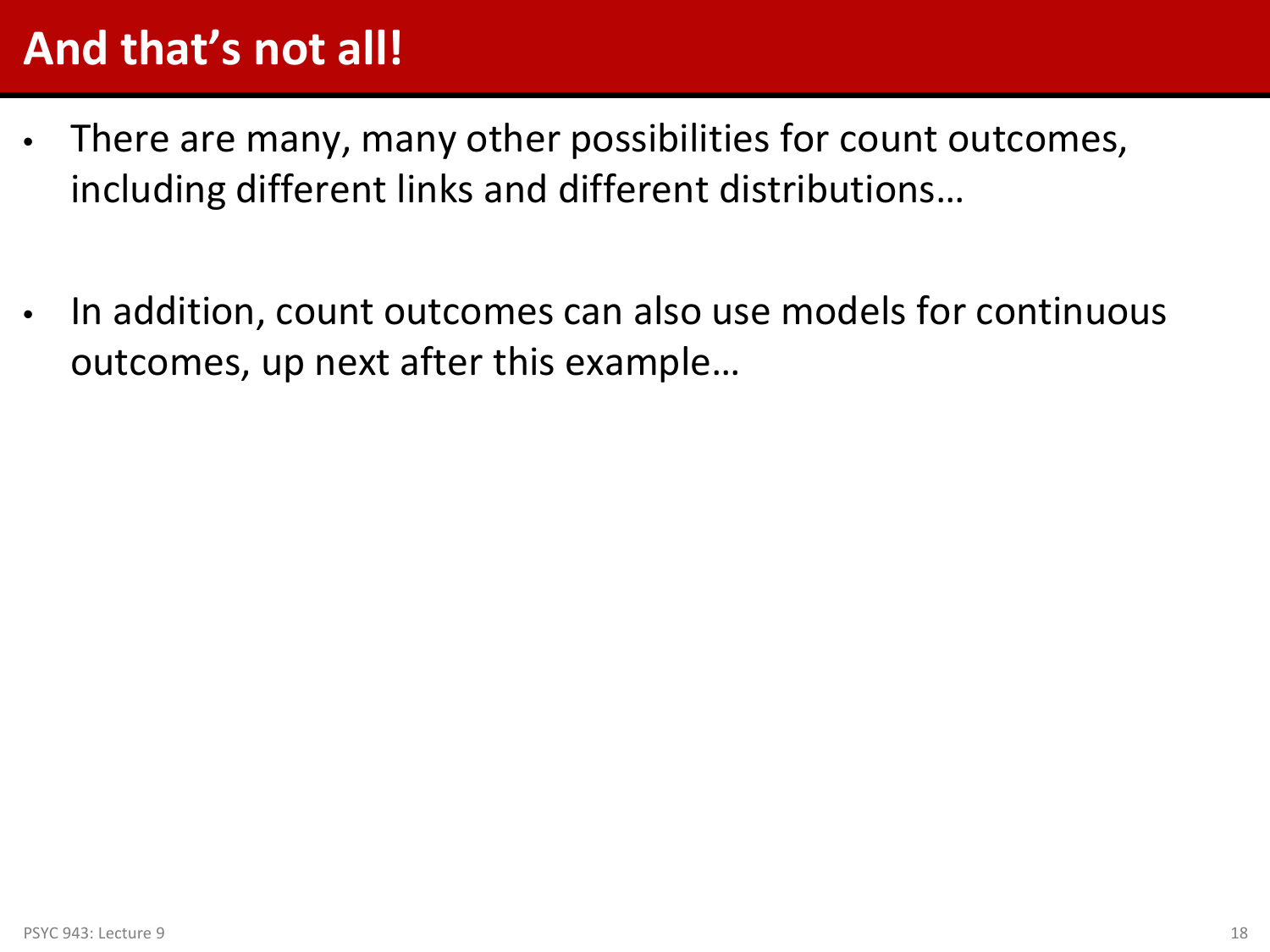# And that's not all!

- There are many, many other possibilities for count outcomes, including different links and different distributions…

- In addition, count outcomes can also use models for continuous outcomes, up next after this example…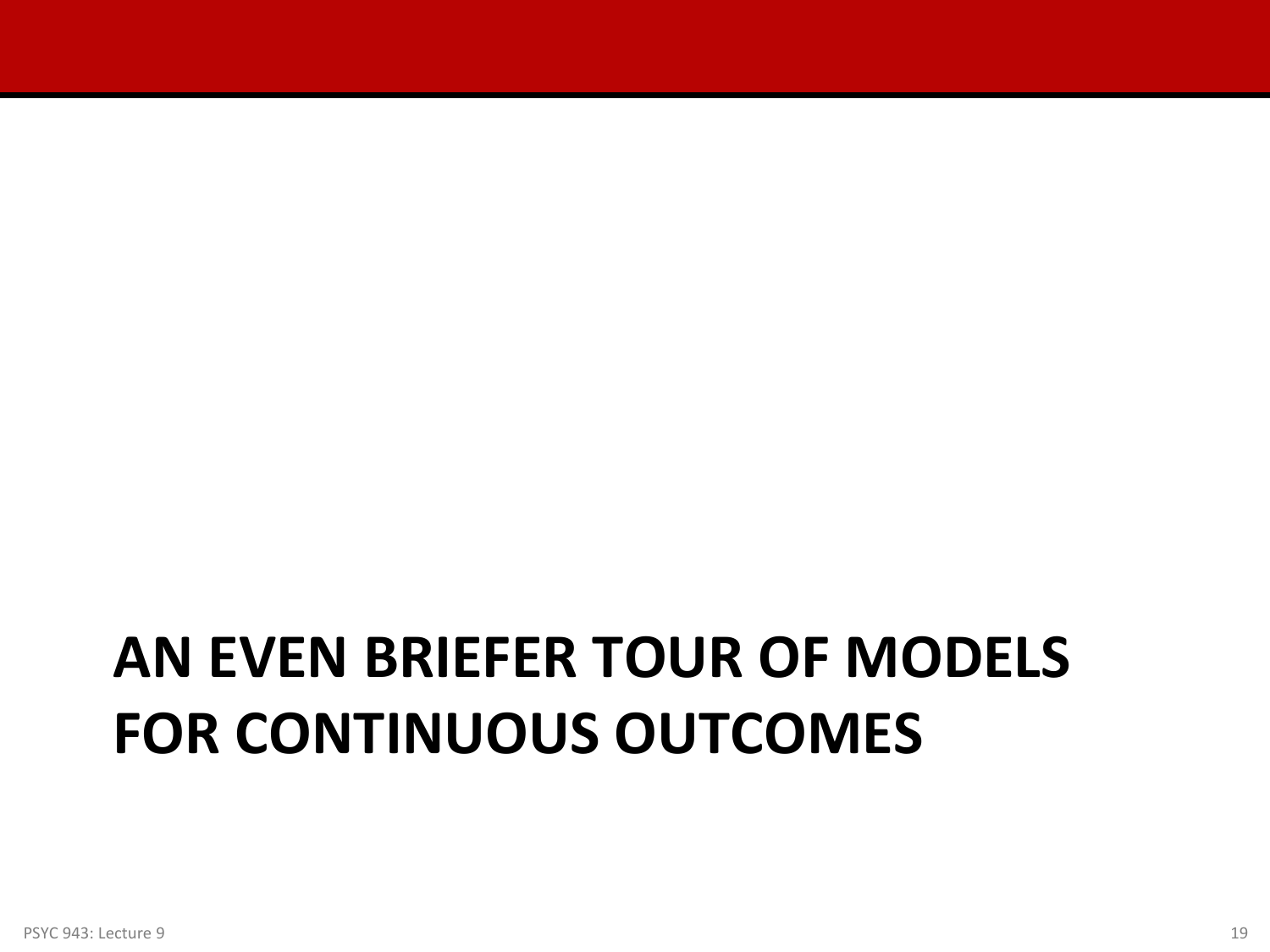# AN EVEN BRIEFER TOUR OF MODELS FOR CONTINUOUS OUTCOMES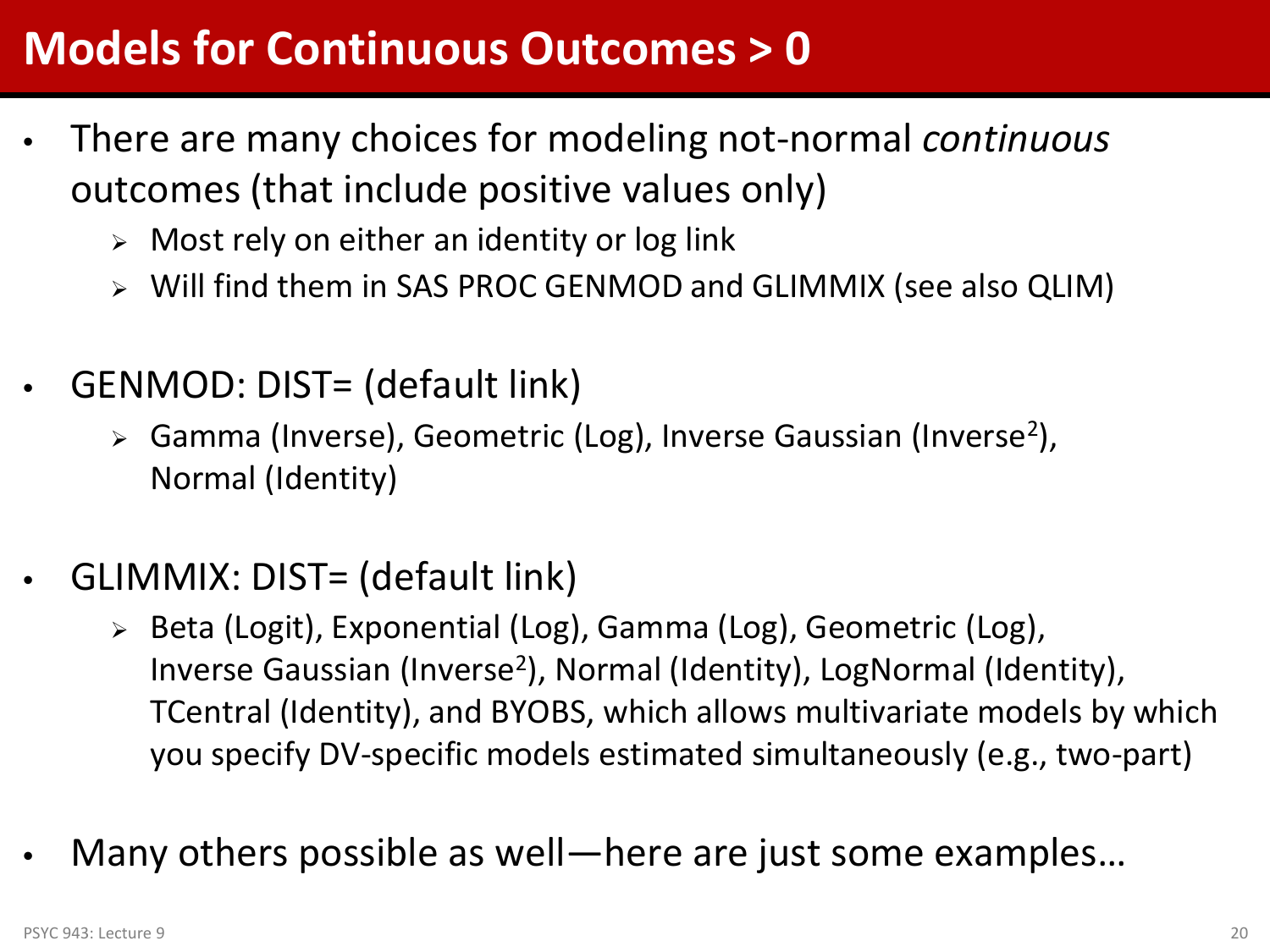# Models for Continuous Outcomes > 0

- There are many choices for modeling not-normal *continuous* outcomes (that include positive values only)
  - Most rely on either an identity or log link
  - Will find them in SAS PROC GENMOD and GLIMMIX (see also QLIM)

- GENMOD: DIST= (default link)
  - Gamma (Inverse), Geometric (Log), Inverse Gaussian (Inverse$^2$), Normal (Identity)

- GLIMMIX: DIST= (default link)
  - Beta (Logit), Exponential (Log), Gamma (Log), Geometric (Log), Inverse Gaussian (Inverse$^2$), Normal (Identity), LogNormal (Identity), TCentral (Identity), and BYOBS, which allows multivariate models by which you specify DV-specific models estimated simultaneously (e.g., two-part)

- Many others possible as well—here are just some examples…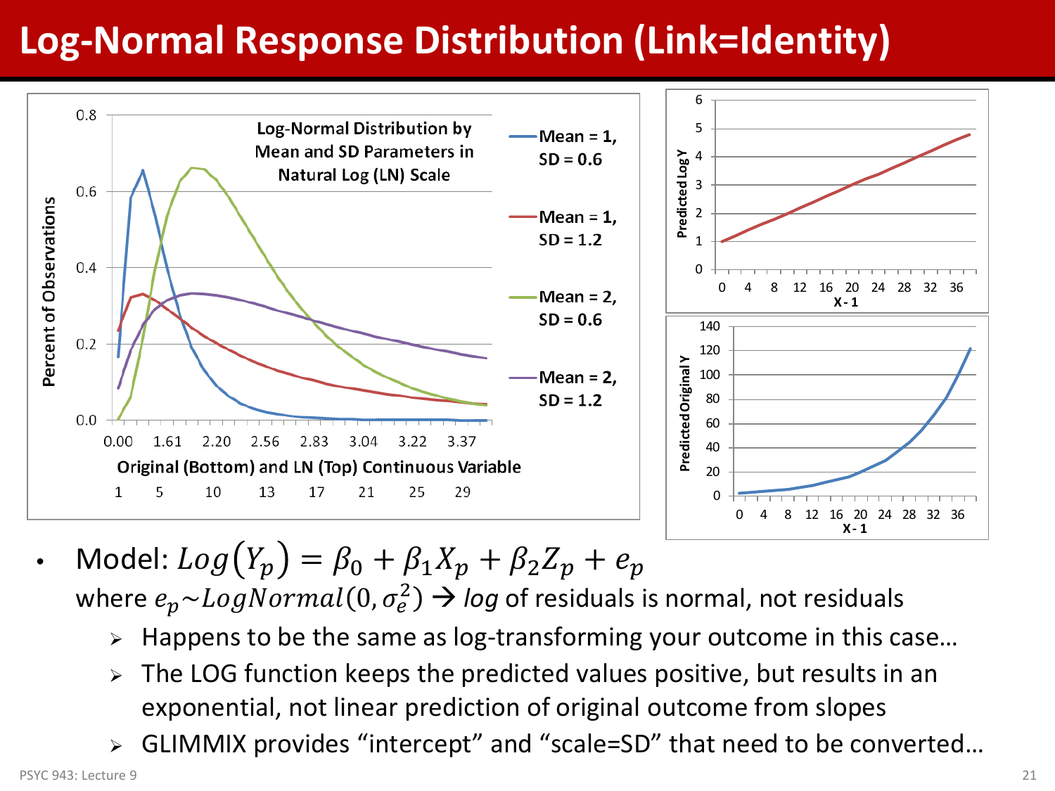# Log-Normal Response Distribution (Link=Identity)

- Model: $Log(Y_p) = \beta_0 + \beta_1 X_p + \beta_2 Z_p + e_p$
  where $e_p \sim LogNormal(0, \sigma_e^2)$ → *log* of residuals is normal, not residuals
  - Happens to be the same as log-transforming your outcome in this case…
  - The LOG function keeps the predicted values positive, but results in an exponential, not linear prediction of original outcome from slopes
  - GLIMMIX provides "intercept" and "scale=SD" that need to be converted…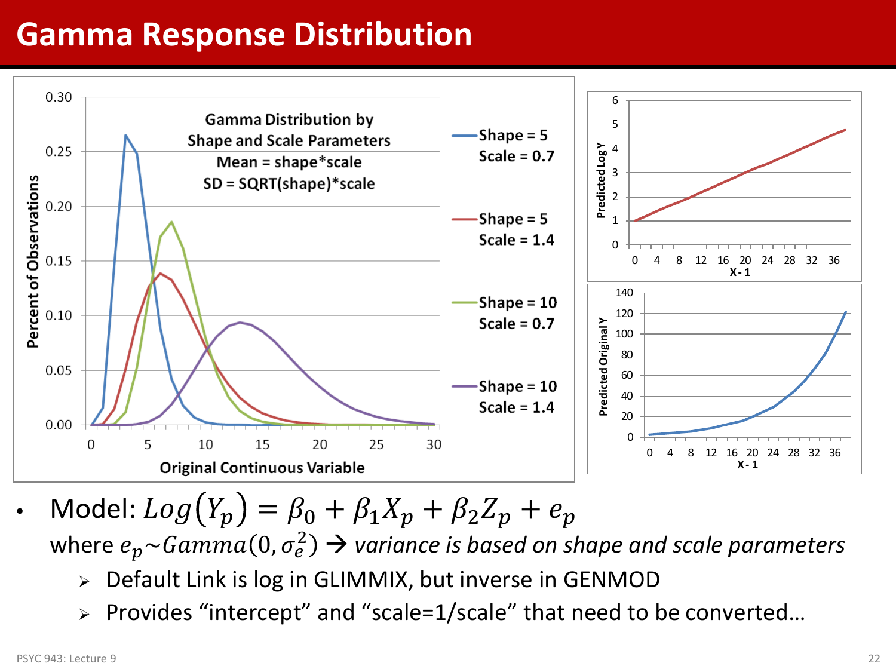# Gamma Response Distribution

- Model: $Log(Y_p) = \beta_0 + \beta_1 X_p + \beta_2 Z_p + e_p$

  where $e_p \sim Gamma(0, \sigma_e^2)$ → *variance is based on shape and scale parameters*

  - Default Link is log in GLIMMIX, but inverse in GENMOD
  - Provides "intercept" and "scale=1/scale" that need to be converted…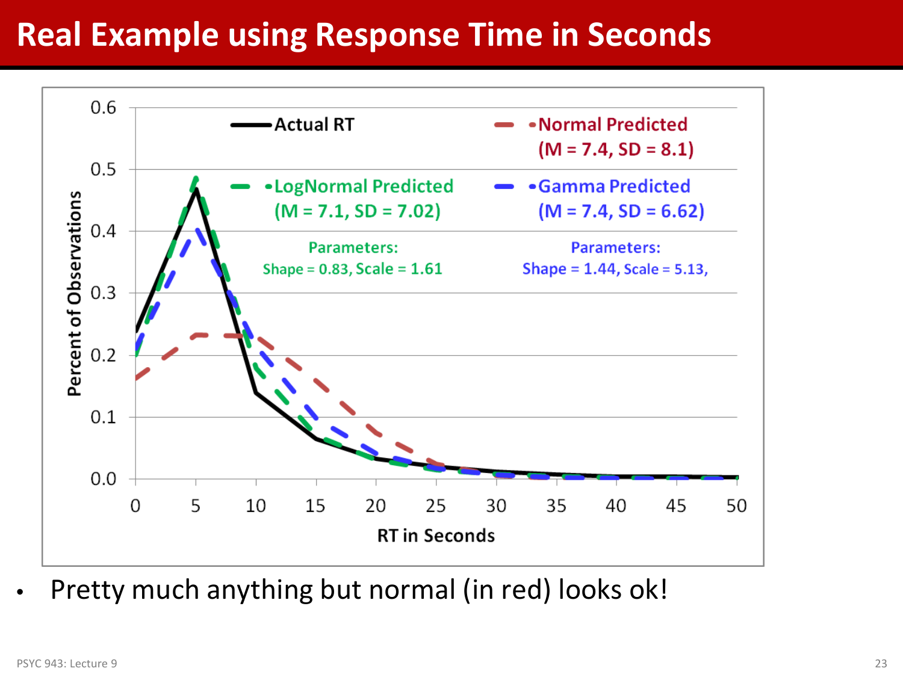# Real Example using Response Time in Seconds

Actual RT

Normal Predicted (M = 7.4, SD = 8.1)

LogNormal Predicted (M = 7.1, SD = 7.02)

Parameters: Shape = 0.83, Scale = 1.61

Gamma Predicted (M = 7.4, SD = 6.62)

Parameters: Shape = 1.44, Scale = 5.13,

Percent of Observations

RT in Seconds

- Pretty much anything but normal (in red) looks ok!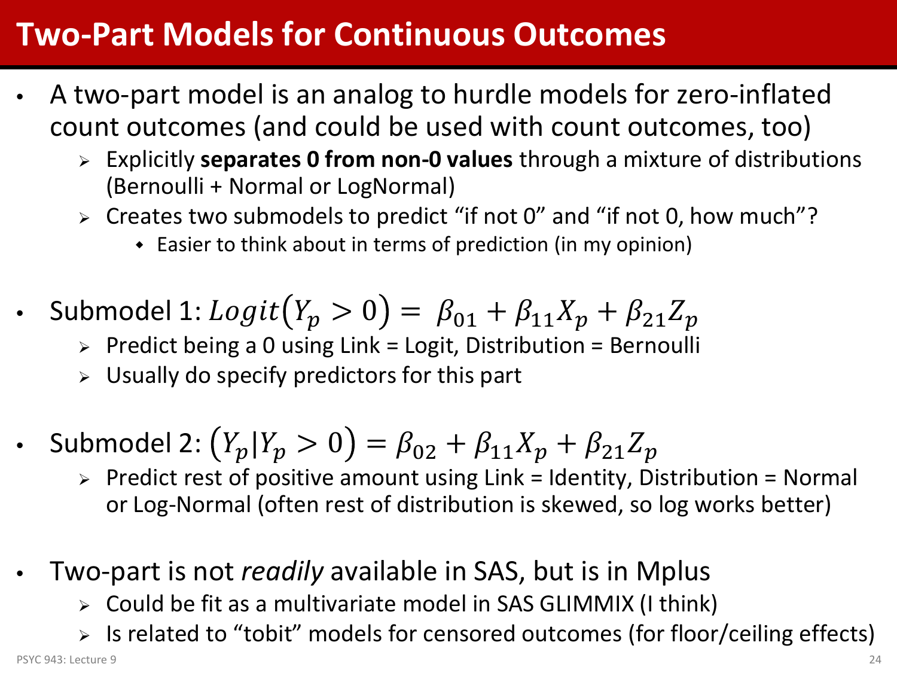# Two-Part Models for Continuous Outcomes

- A two-part model is an analog to hurdle models for zero-inflated count outcomes (and could be used with count outcomes, too)
  - Explicitly **separates 0 from non-0 values** through a mixture of distributions (Bernoulli + Normal or LogNormal)
  - Creates two submodels to predict “if not 0” and “if not 0, how much”?
    - Easier to think about in terms of prediction (in my opinion)

- Submodel 1: $Logit(Y_p > 0) = \beta_{01} + \beta_{11}X_p + \beta_{21}Z_p$
  - Predict being a 0 using Link = Logit, Distribution = Bernoulli
  - Usually do specify predictors for this part

- Submodel 2: $(Y_p | Y_p > 0) = \beta_{02} + \beta_{11}X_p + \beta_{21}Z_p$
  - Predict rest of positive amount using Link = Identity, Distribution = Normal or Log-Normal (often rest of distribution is skewed, so log works better)

- Two-part is not *readily* available in SAS, but is in Mplus
  - Could be fit as a multivariate model in SAS GLIMMIX (I think)
  - Is related to “tobit” models for censored outcomes (for floor/ceiling effects)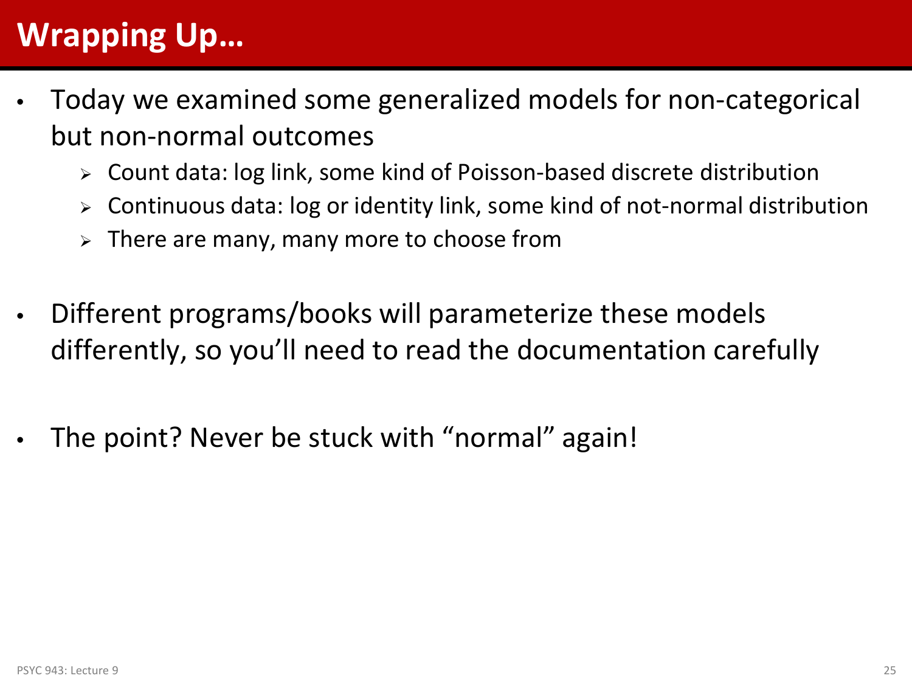# Wrapping Up…

- Today we examined some generalized models for non-categorical but non-normal outcomes
  - Count data: log link, some kind of Poisson-based discrete distribution
  - Continuous data: log or identity link, some kind of not-normal distribution
  - There are many, many more to choose from
- Different programs/books will parameterize these models differently, so you'll need to read the documentation carefully
- The point? Never be stuck with "normal" again!